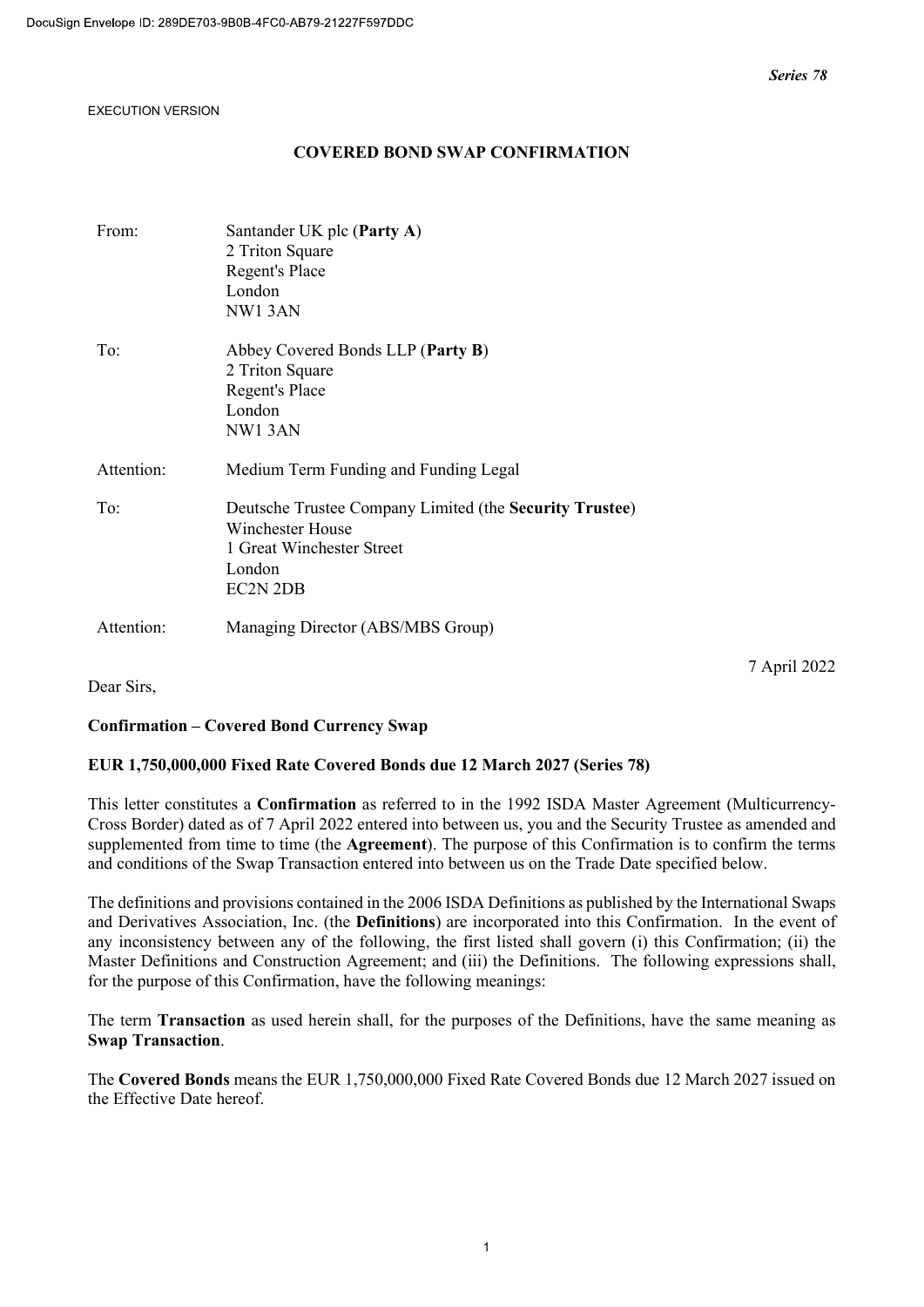*Series 78*

EXECUTION VERSION

# COVERED BOND SWAP CONFIRMATION

| | |
|---|---|
| From: | Santander UK plc (**Party A**)<br>2 Triton Square<br>Regent's Place<br>London<br>NW1 3AN |
| To: | Abbey Covered Bonds LLP (**Party B**)<br>2 Triton Square<br>Regent's Place<br>London<br>NW1 3AN |
| Attention: | Medium Term Funding and Funding Legal |
| To: | Deutsche Trustee Company Limited (the **Security Trustee**)<br>Winchester House<br>1 Great Winchester Street<br>London<br>EC2N 2DB |
| Attention: | Managing Director (ABS/MBS Group) |

7 April 2022

Dear Sirs,

**Confirmation – Covered Bond Currency Swap**

**EUR 1,750,000,000 Fixed Rate Covered Bonds due 12 March 2027 (Series 78)**

This letter constitutes a **Confirmation** as referred to in the 1992 ISDA Master Agreement (Multicurrency-Cross Border) dated as of 7 April 2022 entered into between us, you and the Security Trustee as amended and supplemented from time to time (the **Agreement**). The purpose of this Confirmation is to confirm the terms and conditions of the Swap Transaction entered into between us on the Trade Date specified below.

The definitions and provisions contained in the 2006 ISDA Definitions as published by the International Swaps and Derivatives Association, Inc. (the **Definitions**) are incorporated into this Confirmation. In the event of any inconsistency between any of the following, the first listed shall govern (i) this Confirmation; (ii) the Master Definitions and Construction Agreement; and (iii) the Definitions. The following expressions shall, for the purpose of this Confirmation, have the following meanings:

The term **Transaction** as used herein shall, for the purposes of the Definitions, have the same meaning as **Swap Transaction**.

The **Covered Bonds** means the EUR 1,750,000,000 Fixed Rate Covered Bonds due 12 March 2027 issued on the Effective Date hereof.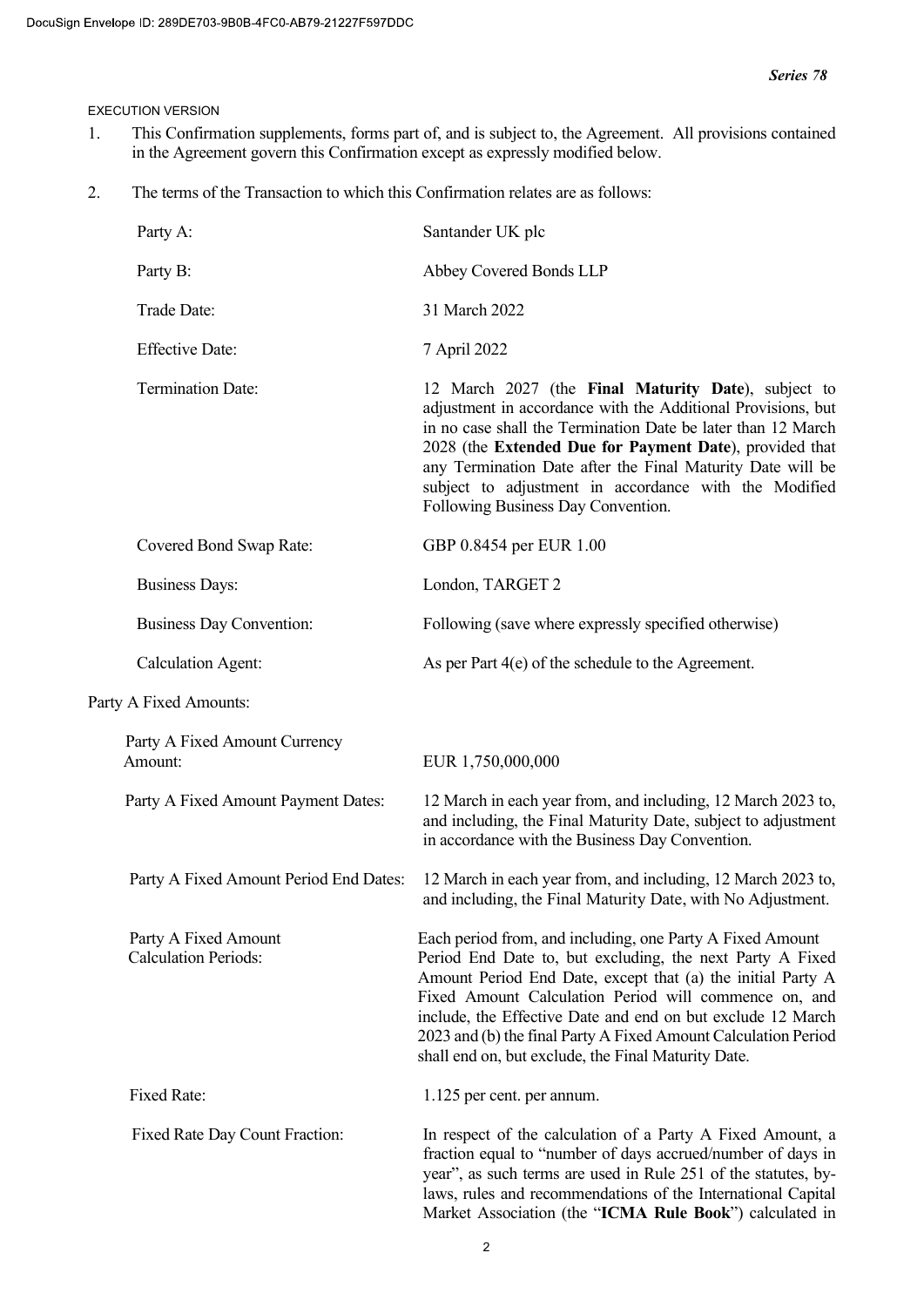*Series 78*

EXECUTION VERSION

1. This Confirmation supplements, forms part of, and is subject to, the Agreement. All provisions contained in the Agreement govern this Confirmation except as expressly modified below.

2. The terms of the Transaction to which this Confirmation relates are as follows:

| | |
|---|---|
| Party A: | Santander UK plc |
| Party B: | Abbey Covered Bonds LLP |
| Trade Date: | 31 March 2022 |
| Effective Date: | 7 April 2022 |
| Termination Date: | 12 March 2027 (the **Final Maturity Date**), subject to adjustment in accordance with the Additional Provisions, but in no case shall the Termination Date be later than 12 March 2028 (the **Extended Due for Payment Date**), provided that any Termination Date after the Final Maturity Date will be subject to adjustment in accordance with the Modified Following Business Day Convention. |
| Covered Bond Swap Rate: | GBP 0.8454 per EUR 1.00 |
| Business Days: | London, TARGET 2 |
| Business Day Convention: | Following (save where expressly specified otherwise) |
| Calculation Agent: | As per Part 4(e) of the schedule to the Agreement. |

Party A Fixed Amounts:

| | |
|---|---|
| Party A Fixed Amount Currency Amount: | EUR 1,750,000,000 |
| Party A Fixed Amount Payment Dates: | 12 March in each year from, and including, 12 March 2023 to, and including, the Final Maturity Date, subject to adjustment in accordance with the Business Day Convention. |
| Party A Fixed Amount Period End Dates: | 12 March in each year from, and including, 12 March 2023 to, and including, the Final Maturity Date, with No Adjustment. |
| Party A Fixed Amount Calculation Periods: | Each period from, and including, one Party A Fixed Amount Period End Date to, but excluding, the next Party A Fixed Amount Period End Date, except that (a) the initial Party A Fixed Amount Calculation Period will commence on, and include, the Effective Date and end on but exclude 12 March 2023 and (b) the final Party A Fixed Amount Calculation Period shall end on, but exclude, the Final Maturity Date. |
| Fixed Rate: | 1.125 per cent. per annum. |
| Fixed Rate Day Count Fraction: | In respect of the calculation of a Party A Fixed Amount, a fraction equal to "number of days accrued/number of days in year", as such terms are used in Rule 251 of the statutes, by-laws, rules and recommendations of the International Capital Market Association (the "**ICMA Rule Book**") calculated in |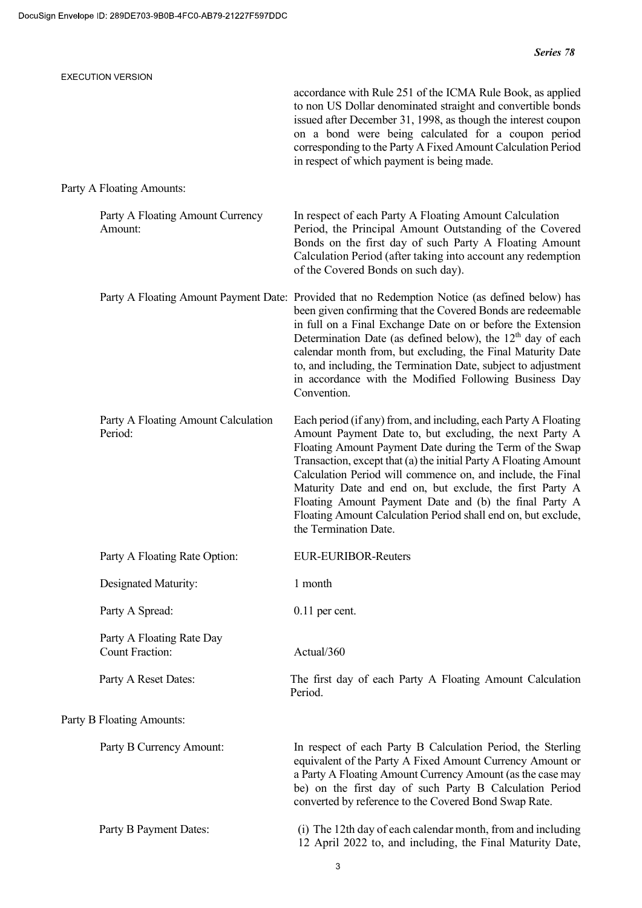accordance with Rule 251 of the ICMA Rule Book, as applied to non US Dollar denominated straight and convertible bonds issued after December 31, 1998, as though the interest coupon on a bond were being calculated for a coupon period corresponding to the Party A Fixed Amount Calculation Period in respect of which payment is being made.

Party A Floating Amounts:

| | |
|---|---|
| Party A Floating Amount Currency Amount: | In respect of each Party A Floating Amount Calculation Period, the Principal Amount Outstanding of the Covered Bonds on the first day of such Party A Floating Amount Calculation Period (after taking into account any redemption of the Covered Bonds on such day). |
| Party A Floating Amount Payment Date: | Provided that no Redemption Notice (as defined below) has been given confirming that the Covered Bonds are redeemable in full on a Final Exchange Date on or before the Extension Determination Date (as defined below), the 12th day of each calendar month from, but excluding, the Final Maturity Date to, and including, the Termination Date, subject to adjustment in accordance with the Modified Following Business Day Convention. |
| Party A Floating Amount Calculation Period: | Each period (if any) from, and including, each Party A Floating Amount Payment Date to, but excluding, the next Party A Floating Amount Payment Date during the Term of the Swap Transaction, except that (a) the initial Party A Floating Amount Calculation Period will commence on, and include, the Final Maturity Date and end on, but exclude, the first Party A Floating Amount Payment Date and (b) the final Party A Floating Amount Calculation Period shall end on, but exclude, the Termination Date. |
| Party A Floating Rate Option: | EUR-EURIBOR-Reuters |
| Designated Maturity: | 1 month |
| Party A Spread: | 0.11 per cent. |
| Party A Floating Rate Day Count Fraction: | Actual/360 |
| Party A Reset Dates: | The first day of each Party A Floating Amount Calculation Period. |

Party B Floating Amounts:

| | |
|---|---|
| Party B Currency Amount: | In respect of each Party B Calculation Period, the Sterling equivalent of the Party A Fixed Amount Currency Amount or a Party A Floating Amount Currency Amount (as the case may be) on the first day of such Party B Calculation Period converted by reference to the Covered Bond Swap Rate. |
| Party B Payment Dates: | (i) The 12th day of each calendar month, from and including 12 April 2022 to, and including, the Final Maturity Date, |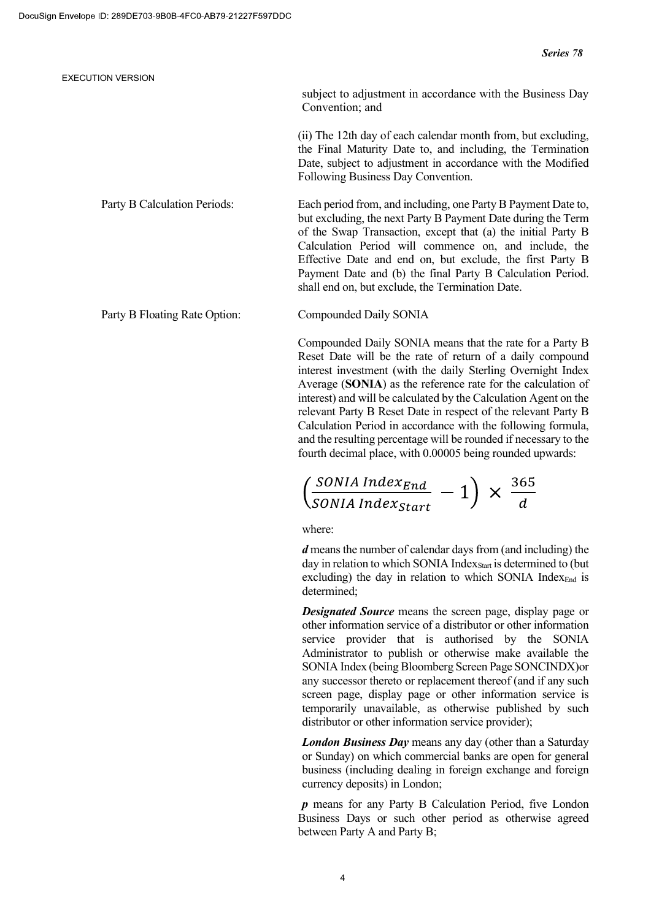subject to adjustment in accordance with the Business Day Convention; and

(ii) The 12th day of each calendar month from, but excluding, the Final Maturity Date to, and including, the Termination Date, subject to adjustment in accordance with the Modified Following Business Day Convention.

| | |
|---|---|
| Party B Calculation Periods: | Each period from, and including, one Party B Payment Date to, but excluding, the next Party B Payment Date during the Term of the Swap Transaction, except that (a) the initial Party B Calculation Period will commence on, and include, the Effective Date and end on, but exclude, the first Party B Payment Date and (b) the final Party B Calculation Period. shall end on, but exclude, the Termination Date. |
| Party B Floating Rate Option: | Compounded Daily SONIA |

Compounded Daily SONIA means that the rate for a Party B Reset Date will be the rate of return of a daily compound interest investment (with the daily Sterling Overnight Index Average (**SONIA**) as the reference rate for the calculation of interest) and will be calculated by the Calculation Agent on the relevant Party B Reset Date in respect of the relevant Party B Calculation Period in accordance with the following formula, and the resulting percentage will be rounded if necessary to the fourth decimal place, with 0.00005 being rounded upwards:

$$\left(\frac{SONIA\ Index_{End}}{SONIA\ Index_{Start}} - 1\right) \times \frac{365}{d}$$

where:

***d*** means the number of calendar days from (and including) the day in relation to which SONIA $Index_{Start}$ is determined to (but excluding) the day in relation to which SONIA $Index_{End}$ is determined;

***Designated Source*** means the screen page, display page or other information service of a distributor or other information service provider that is authorised by the SONIA Administrator to publish or otherwise make available the SONIA Index (being Bloomberg Screen Page SONCINDX)or any successor thereto or replacement thereof (and if any such screen page, display page or other information service is temporarily unavailable, as otherwise published by such distributor or other information service provider);

***London Business Day*** means any day (other than a Saturday or Sunday) on which commercial banks are open for general business (including dealing in foreign exchange and foreign currency deposits) in London;

***p*** means for any Party B Calculation Period, five London Business Days or such other period as otherwise agreed between Party A and Party B;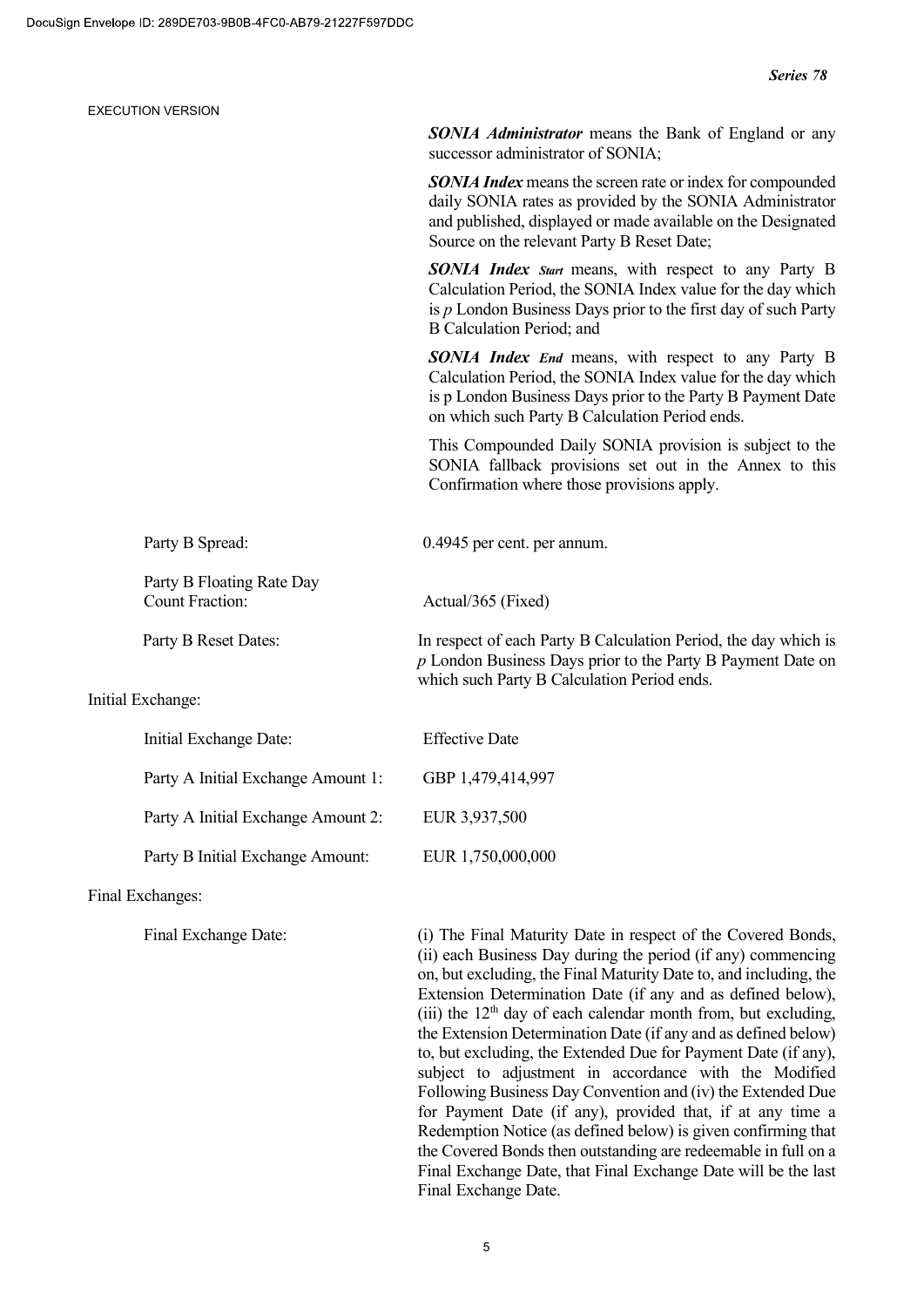**SONIA Administrator** means the Bank of England or any successor administrator of SONIA;

**SONIA Index** means the screen rate or index for compounded daily SONIA rates as provided by the SONIA Administrator and published, displayed or made available on the Designated Source on the relevant Party B Reset Date;

**SONIA Index** ***Start*** means, with respect to any Party B Calculation Period, the SONIA Index value for the day which is $p$ London Business Days prior to the first day of such Party B Calculation Period; and

**SONIA Index** ***End*** means, with respect to any Party B Calculation Period, the SONIA Index value for the day which is p London Business Days prior to the Party B Payment Date on which such Party B Calculation Period ends.

This Compounded Daily SONIA provision is subject to the SONIA fallback provisions set out in the Annex to this Confirmation where those provisions apply.

| | |
|---|---|
| Party B Spread: | 0.4945 per cent. per annum. |
| Party B Floating Rate Day Count Fraction: | Actual/365 (Fixed) |
| Party B Reset Dates: | In respect of each Party B Calculation Period, the day which is $p$ London Business Days prior to the Party B Payment Date on which such Party B Calculation Period ends. |

Initial Exchange:

| | |
|---|---|
| Initial Exchange Date: | Effective Date |
| Party A Initial Exchange Amount 1: | GBP 1,479,414,997 |
| Party A Initial Exchange Amount 2: | EUR 3,937,500 |
| Party B Initial Exchange Amount: | EUR 1,750,000,000 |

Final Exchanges:

| | |
|---|---|
| Final Exchange Date: | (i) The Final Maturity Date in respect of the Covered Bonds, (ii) each Business Day during the period (if any) commencing on, but excluding, the Final Maturity Date to, and including, the Extension Determination Date (if any and as defined below), (iii) the 12th day of each calendar month from, but excluding, the Extension Determination Date (if any and as defined below) to, but excluding, the Extended Due for Payment Date (if any), subject to adjustment in accordance with the Modified Following Business Day Convention and (iv) the Extended Due for Payment Date (if any), provided that, if at any time a Redemption Notice (as defined below) is given confirming that the Covered Bonds then outstanding are redeemable in full on a Final Exchange Date, that Final Exchange Date will be the last Final Exchange Date. |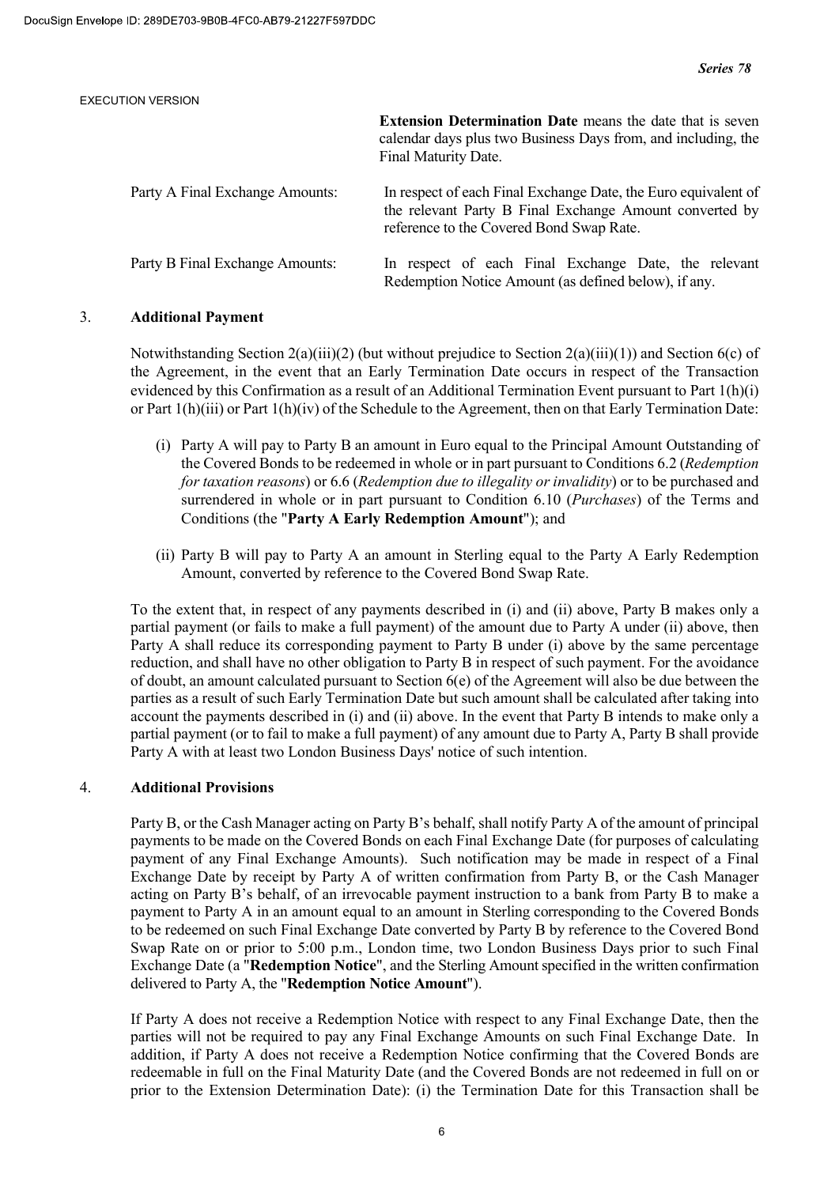**Extension Determination Date** means the date that is seven calendar days plus two Business Days from, and including, the Final Maturity Date.

| | |
|---|---|
| Party A Final Exchange Amounts: | In respect of each Final Exchange Date, the Euro equivalent of the relevant Party B Final Exchange Amount converted by reference to the Covered Bond Swap Rate. |
| Party B Final Exchange Amounts: | In respect of each Final Exchange Date, the relevant Redemption Notice Amount (as defined below), if any. |

## 3. Additional Payment

Notwithstanding Section 2(a)(iii)(2) (but without prejudice to Section 2(a)(iii)(1)) and Section 6(c) of the Agreement, in the event that an Early Termination Date occurs in respect of the Transaction evidenced by this Confirmation as a result of an Additional Termination Event pursuant to Part 1(h)(i) or Part 1(h)(iii) or Part 1(h)(iv) of the Schedule to the Agreement, then on that Early Termination Date:

(i) Party A will pay to Party B an amount in Euro equal to the Principal Amount Outstanding of the Covered Bonds to be redeemed in whole or in part pursuant to Conditions 6.2 (*Redemption for taxation reasons*) or 6.6 (*Redemption due to illegality or invalidity*) or to be purchased and surrendered in whole or in part pursuant to Condition 6.10 (*Purchases*) of the Terms and Conditions (the "**Party A Early Redemption Amount**"); and

(ii) Party B will pay to Party A an amount in Sterling equal to the Party A Early Redemption Amount, converted by reference to the Covered Bond Swap Rate.

To the extent that, in respect of any payments described in (i) and (ii) above, Party B makes only a partial payment (or fails to make a full payment) of the amount due to Party A under (ii) above, then Party A shall reduce its corresponding payment to Party B under (i) above by the same percentage reduction, and shall have no other obligation to Party B in respect of such payment. For the avoidance of doubt, an amount calculated pursuant to Section 6(e) of the Agreement will also be due between the parties as a result of such Early Termination Date but such amount shall be calculated after taking into account the payments described in (i) and (ii) above. In the event that Party B intends to make only a partial payment (or to fail to make a full payment) of any amount due to Party A, Party B shall provide Party A with at least two London Business Days' notice of such intention.

## 4. Additional Provisions

Party B, or the Cash Manager acting on Party B's behalf, shall notify Party A of the amount of principal payments to be made on the Covered Bonds on each Final Exchange Date (for purposes of calculating payment of any Final Exchange Amounts). Such notification may be made in respect of a Final Exchange Date by receipt by Party A of written confirmation from Party B, or the Cash Manager acting on Party B's behalf, of an irrevocable payment instruction to a bank from Party B to make a payment to Party A in an amount equal to an amount in Sterling corresponding to the Covered Bonds to be redeemed on such Final Exchange Date converted by Party B by reference to the Covered Bond Swap Rate on or prior to 5:00 p.m., London time, two London Business Days prior to such Final Exchange Date (a "**Redemption Notice**", and the Sterling Amount specified in the written confirmation delivered to Party A, the "**Redemption Notice Amount**").

If Party A does not receive a Redemption Notice with respect to any Final Exchange Date, then the parties will not be required to pay any Final Exchange Amounts on such Final Exchange Date. In addition, if Party A does not receive a Redemption Notice confirming that the Covered Bonds are redeemable in full on the Final Maturity Date (and the Covered Bonds are not redeemed in full on or prior to the Extension Determination Date): (i) the Termination Date for this Transaction shall be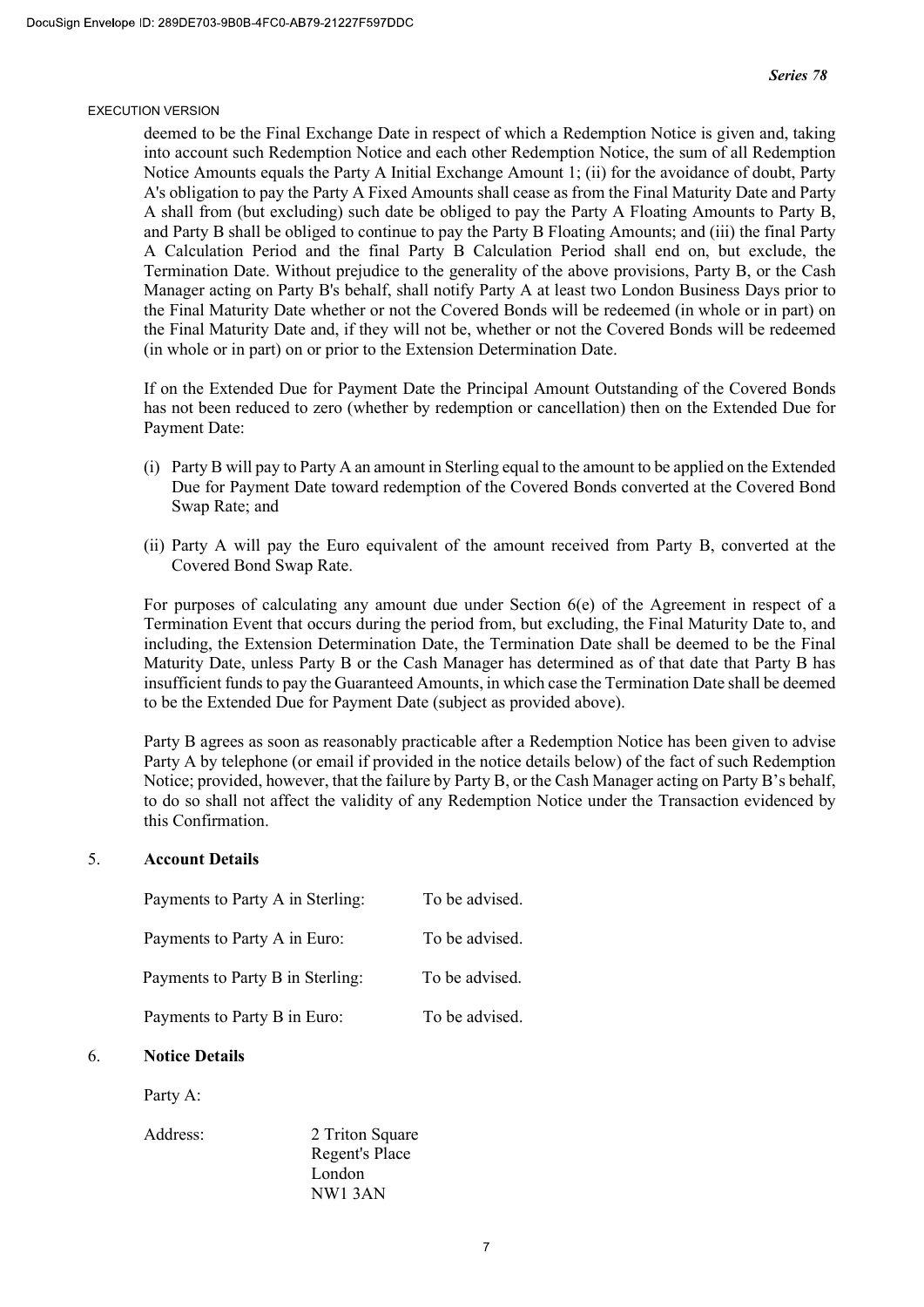deemed to be the Final Exchange Date in respect of which a Redemption Notice is given and, taking into account such Redemption Notice and each other Redemption Notice, the sum of all Redemption Notice Amounts equals the Party A Initial Exchange Amount 1; (ii) for the avoidance of doubt, Party A's obligation to pay the Party A Fixed Amounts shall cease as from the Final Maturity Date and Party A shall from (but excluding) such date be obliged to pay the Party A Floating Amounts to Party B, and Party B shall be obliged to continue to pay the Party B Floating Amounts; and (iii) the final Party A Calculation Period and the final Party B Calculation Period shall end on, but exclude, the Termination Date. Without prejudice to the generality of the above provisions, Party B, or the Cash Manager acting on Party B's behalf, shall notify Party A at least two London Business Days prior to the Final Maturity Date whether or not the Covered Bonds will be redeemed (in whole or in part) on the Final Maturity Date and, if they will not be, whether or not the Covered Bonds will be redeemed (in whole or in part) on or prior to the Extension Determination Date.

If on the Extended Due for Payment Date the Principal Amount Outstanding of the Covered Bonds has not been reduced to zero (whether by redemption or cancellation) then on the Extended Due for Payment Date:

(i) Party B will pay to Party A an amount in Sterling equal to the amount to be applied on the Extended Due for Payment Date toward redemption of the Covered Bonds converted at the Covered Bond Swap Rate; and

(ii) Party A will pay the Euro equivalent of the amount received from Party B, converted at the Covered Bond Swap Rate.

For purposes of calculating any amount due under Section 6(e) of the Agreement in respect of a Termination Event that occurs during the period from, but excluding, the Final Maturity Date to, and including, the Extension Determination Date, the Termination Date shall be deemed to be the Final Maturity Date, unless Party B or the Cash Manager has determined as of that date that Party B has insufficient funds to pay the Guaranteed Amounts, in which case the Termination Date shall be deemed to be the Extended Due for Payment Date (subject as provided above).

Party B agrees as soon as reasonably practicable after a Redemption Notice has been given to advise Party A by telephone (or email if provided in the notice details below) of the fact of such Redemption Notice; provided, however, that the failure by Party B, or the Cash Manager acting on Party B's behalf, to do so shall not affect the validity of any Redemption Notice under the Transaction evidenced by this Confirmation.

## 5. **Account Details**

| | |
|---|---|
| Payments to Party A in Sterling: | To be advised. |
| Payments to Party A in Euro: | To be advised. |
| Payments to Party B in Sterling: | To be advised. |
| Payments to Party B in Euro: | To be advised. |

## 6. **Notice Details**

Party A:

Address: 2 Triton Square
Regent's Place
London
NW1 3AN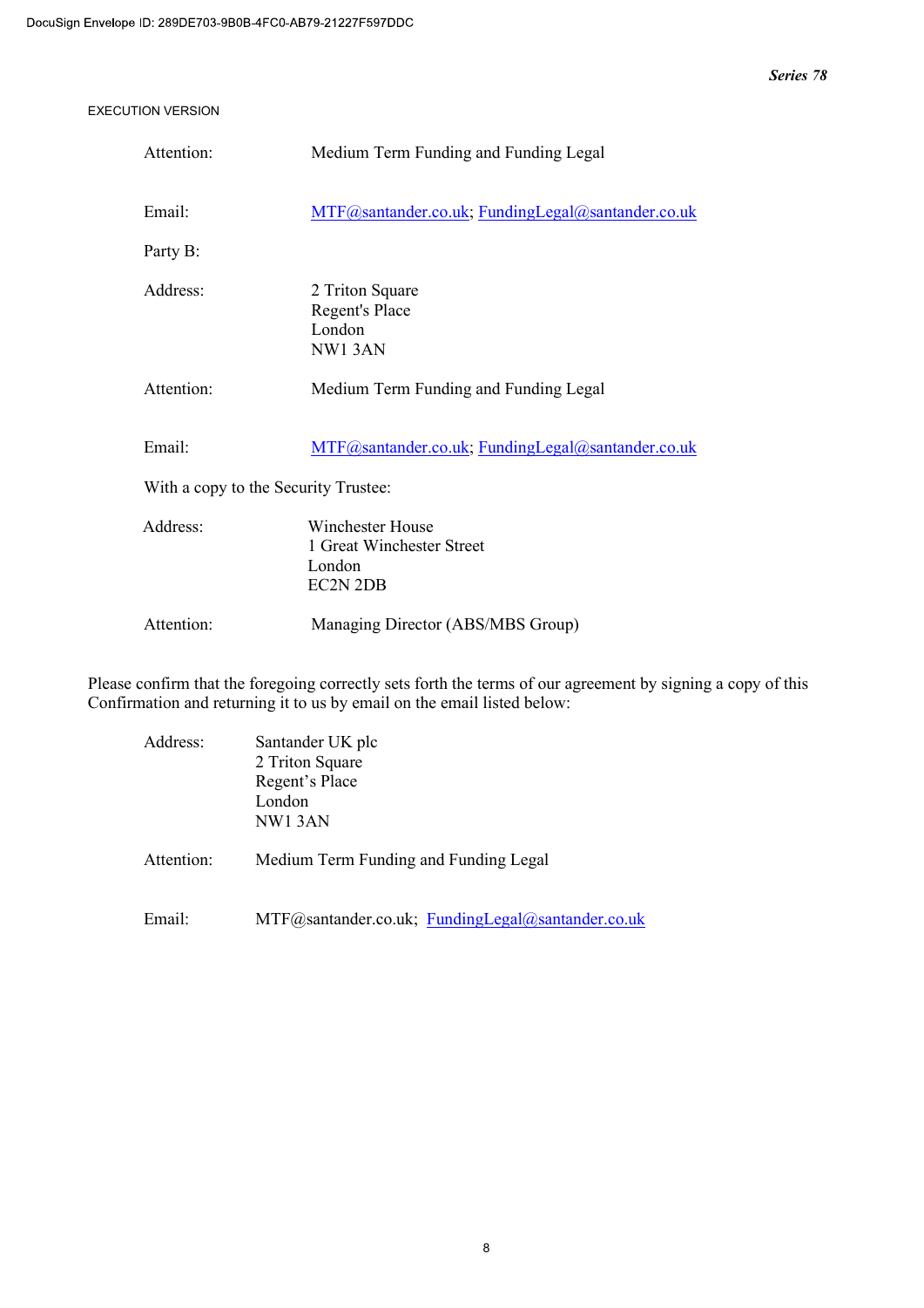*Series 78*

EXECUTION VERSION

Attention: Medium Term Funding and Funding Legal

Email: MTF@santander.co.uk; FundingLegal@santander.co.uk

Party B:

Address: 2 Triton Square
Regent's Place
London
NW1 3AN

Attention: Medium Term Funding and Funding Legal

Email: MTF@santander.co.uk; FundingLegal@santander.co.uk

With a copy to the Security Trustee:

Address: Winchester House
1 Great Winchester Street
London
EC2N 2DB

Attention: Managing Director (ABS/MBS Group)

Please confirm that the foregoing correctly sets forth the terms of our agreement by signing a copy of this Confirmation and returning it to us by email on the email listed below:

Address: Santander UK plc
2 Triton Square
Regent's Place
London
NW1 3AN

Attention: Medium Term Funding and Funding Legal

Email: MTF@santander.co.uk; FundingLegal@santander.co.uk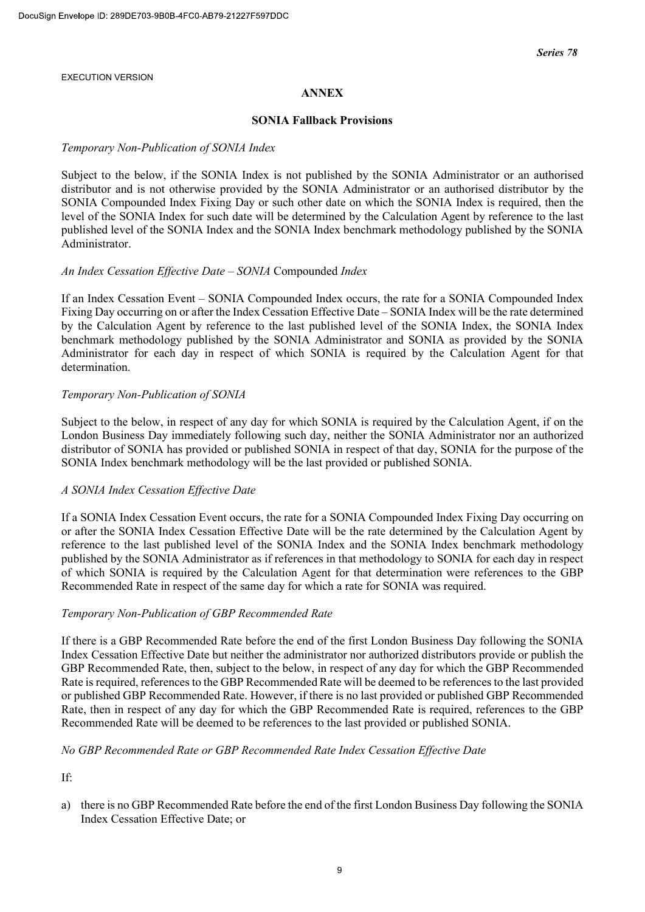**ANNEX**

**SONIA Fallback Provisions**

*Temporary Non-Publication of SONIA Index*

Subject to the below, if the SONIA Index is not published by the SONIA Administrator or an authorised distributor and is not otherwise provided by the SONIA Administrator or an authorised distributor by the SONIA Compounded Index Fixing Day or such other date on which the SONIA Index is required, then the level of the SONIA Index for such date will be determined by the Calculation Agent by reference to the last published level of the SONIA Index and the SONIA Index benchmark methodology published by the SONIA Administrator.

*An Index Cessation Effective Date – SONIA* Compounded *Index*

If an Index Cessation Event – SONIA Compounded Index occurs, the rate for a SONIA Compounded Index Fixing Day occurring on or after the Index Cessation Effective Date – SONIA Index will be the rate determined by the Calculation Agent by reference to the last published level of the SONIA Index, the SONIA Index benchmark methodology published by the SONIA Administrator and SONIA as provided by the SONIA Administrator for each day in respect of which SONIA is required by the Calculation Agent for that determination.

*Temporary Non-Publication of SONIA*

Subject to the below, in respect of any day for which SONIA is required by the Calculation Agent, if on the London Business Day immediately following such day, neither the SONIA Administrator nor an authorized distributor of SONIA has provided or published SONIA in respect of that day, SONIA for the purpose of the SONIA Index benchmark methodology will be the last provided or published SONIA.

*A SONIA Index Cessation Effective Date*

If a SONIA Index Cessation Event occurs, the rate for a SONIA Compounded Index Fixing Day occurring on or after the SONIA Index Cessation Effective Date will be the rate determined by the Calculation Agent by reference to the last published level of the SONIA Index and the SONIA Index benchmark methodology published by the SONIA Administrator as if references in that methodology to SONIA for each day in respect of which SONIA is required by the Calculation Agent for that determination were references to the GBP Recommended Rate in respect of the same day for which a rate for SONIA was required.

*Temporary Non-Publication of GBP Recommended Rate*

If there is a GBP Recommended Rate before the end of the first London Business Day following the SONIA Index Cessation Effective Date but neither the administrator nor authorized distributors provide or publish the GBP Recommended Rate, then, subject to the below, in respect of any day for which the GBP Recommended Rate is required, references to the GBP Recommended Rate will be deemed to be references to the last provided or published GBP Recommended Rate. However, if there is no last provided or published GBP Recommended Rate, then in respect of any day for which the GBP Recommended Rate is required, references to the GBP Recommended Rate will be deemed to be references to the last provided or published SONIA.

*No GBP Recommended Rate or GBP Recommended Rate Index Cessation Effective Date*

If:

a) there is no GBP Recommended Rate before the end of the first London Business Day following the SONIA Index Cessation Effective Date; or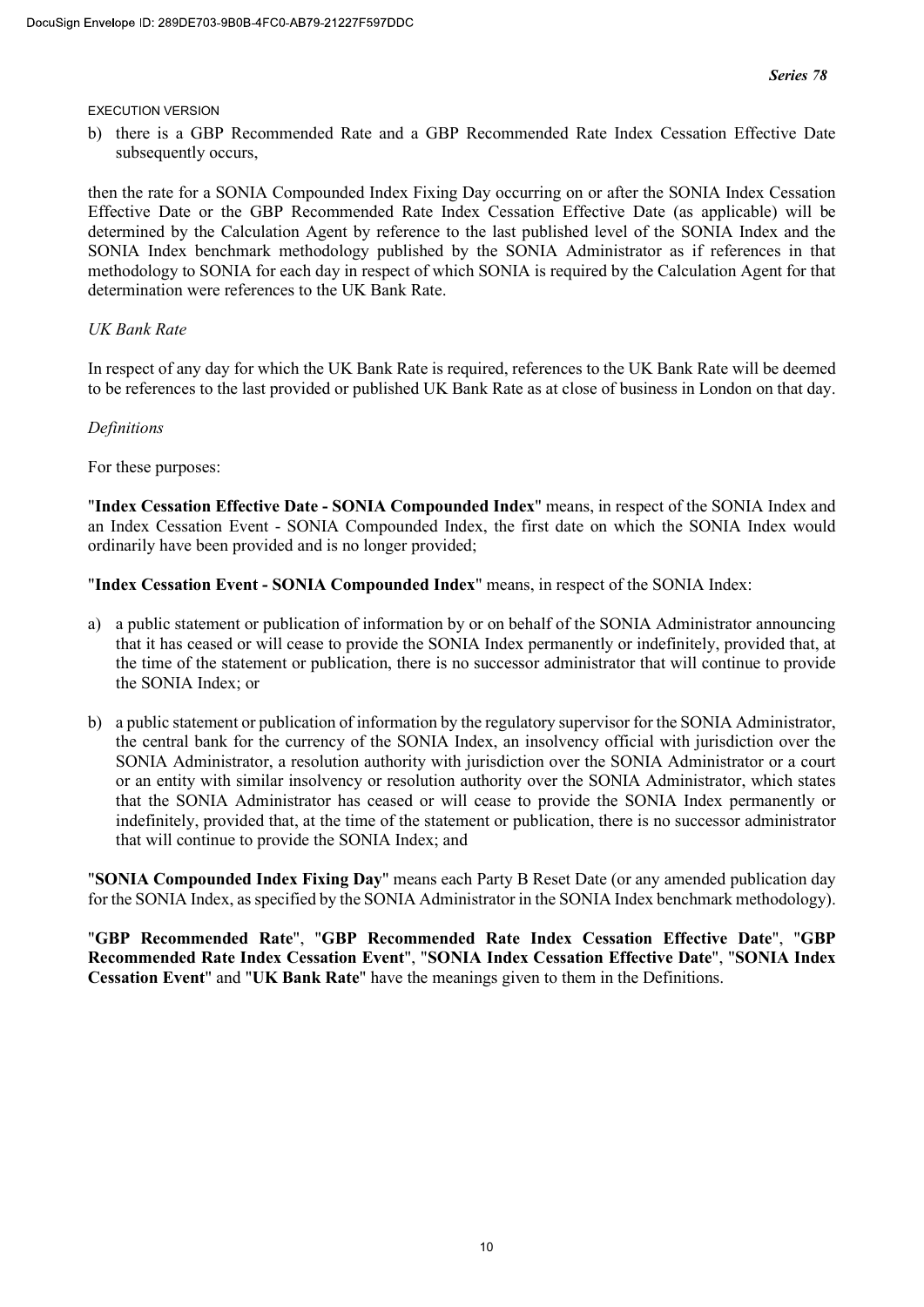b) there is a GBP Recommended Rate and a GBP Recommended Rate Index Cessation Effective Date subsequently occurs,

then the rate for a SONIA Compounded Index Fixing Day occurring on or after the SONIA Index Cessation Effective Date or the GBP Recommended Rate Index Cessation Effective Date (as applicable) will be determined by the Calculation Agent by reference to the last published level of the SONIA Index and the SONIA Index benchmark methodology published by the SONIA Administrator as if references in that methodology to SONIA for each day in respect of which SONIA is required by the Calculation Agent for that determination were references to the UK Bank Rate.

*UK Bank Rate*

In respect of any day for which the UK Bank Rate is required, references to the UK Bank Rate will be deemed to be references to the last provided or published UK Bank Rate as at close of business in London on that day.

*Definitions*

For these purposes:

"**Index Cessation Effective Date - SONIA Compounded Index**" means, in respect of the SONIA Index and an Index Cessation Event - SONIA Compounded Index, the first date on which the SONIA Index would ordinarily have been provided and is no longer provided;

"**Index Cessation Event - SONIA Compounded Index**" means, in respect of the SONIA Index:

a) a public statement or publication of information by or on behalf of the SONIA Administrator announcing that it has ceased or will cease to provide the SONIA Index permanently or indefinitely, provided that, at the time of the statement or publication, there is no successor administrator that will continue to provide the SONIA Index; or

b) a public statement or publication of information by the regulatory supervisor for the SONIA Administrator, the central bank for the currency of the SONIA Index, an insolvency official with jurisdiction over the SONIA Administrator, a resolution authority with jurisdiction over the SONIA Administrator or a court or an entity with similar insolvency or resolution authority over the SONIA Administrator, which states that the SONIA Administrator has ceased or will cease to provide the SONIA Index permanently or indefinitely, provided that, at the time of the statement or publication, there is no successor administrator that will continue to provide the SONIA Index; and

"**SONIA Compounded Index Fixing Day**" means each Party B Reset Date (or any amended publication day for the SONIA Index, as specified by the SONIA Administrator in the SONIA Index benchmark methodology).

"**GBP Recommended Rate**", "**GBP Recommended Rate Index Cessation Effective Date**", "**GBP Recommended Rate Index Cessation Event**", "**SONIA Index Cessation Effective Date**", "**SONIA Index Cessation Event**" and "**UK Bank Rate**" have the meanings given to them in the Definitions.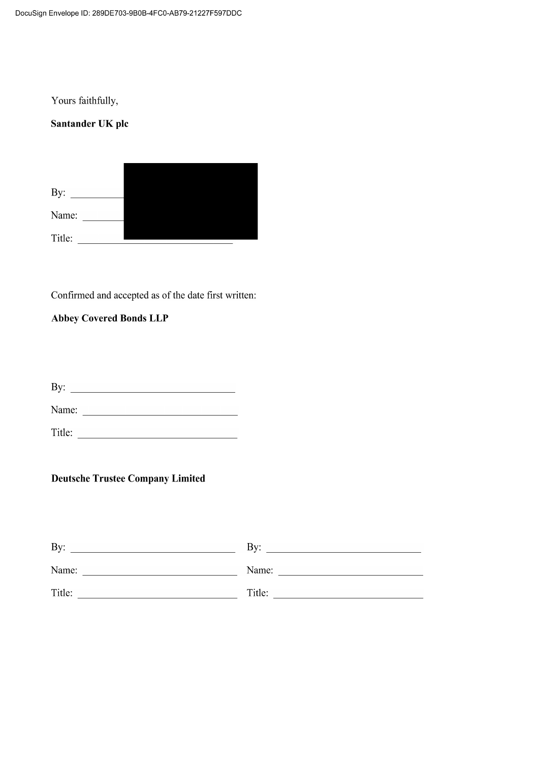Yours faithfully,

**Santander UK plc**

By: ______________________________

Name: ______________________________

Title: ______________________________

Confirmed and accepted as of the date first written:

**Abbey Covered Bonds LLP**

By: ______________________________

Name: ______________________________

Title: ______________________________

**Deutsche Trustee Company Limited**

By: ______________________________

Name: ______________________________

Title: ______________________________

By: ______________________________

Name: ______________________________

Title: ______________________________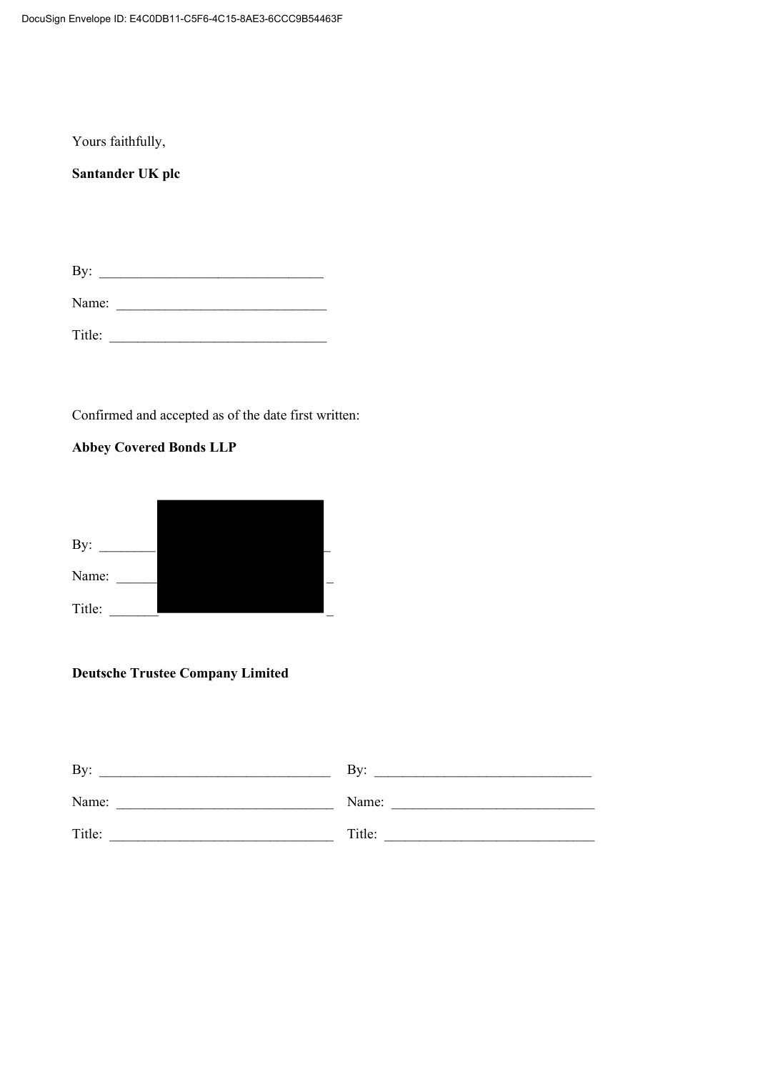Yours faithfully,

**Santander UK plc**

By: \_\_\_\_\_\_\_\_\_\_\_\_\_\_\_\_\_\_\_\_\_\_\_\_\_\_\_\_\_\_\_

Name: \_\_\_\_\_\_\_\_\_\_\_\_\_\_\_\_\_\_\_\_\_\_\_\_\_\_\_\_\_\_

Title: \_\_\_\_\_\_\_\_\_\_\_\_\_\_\_\_\_\_\_\_\_\_\_\_\_\_\_\_\_\_\_

Confirmed and accepted as of the date first written:

**Abbey Covered Bonds LLP**

By: \_\_\_\_\_\_\_\_\_\_\_\_\_\_\_\_\_\_\_\_\_\_\_\_\_\_\_\_\_\_\_\_

Name: \_\_\_\_\_\_\_\_\_\_\_\_\_\_\_\_\_\_\_\_\_\_\_\_\_\_\_\_\_\_\_

Title: \_\_\_\_\_\_\_\_\_\_\_\_\_\_\_\_\_\_\_\_\_\_\_\_\_\_\_\_\_\_\_\_

**Deutsche Trustee Company Limited**

| | |
|---|---|
| By: \_\_\_\_\_\_\_\_\_\_\_\_\_\_\_\_\_\_\_\_\_\_\_\_\_\_\_\_\_\_\_\_ | By: \_\_\_\_\_\_\_\_\_\_\_\_\_\_\_\_\_\_\_\_\_\_\_\_\_\_\_\_\_\_ |
| Name: \_\_\_\_\_\_\_\_\_\_\_\_\_\_\_\_\_\_\_\_\_\_\_\_\_\_\_\_\_\_ | Name: \_\_\_\_\_\_\_\_\_\_\_\_\_\_\_\_\_\_\_\_\_\_\_\_\_\_\_\_\_ |
| Title: \_\_\_\_\_\_\_\_\_\_\_\_\_\_\_\_\_\_\_\_\_\_\_\_\_\_\_\_\_\_\_\_ | Title: \_\_\_\_\_\_\_\_\_\_\_\_\_\_\_\_\_\_\_\_\_\_\_\_\_\_\_\_\_\_ |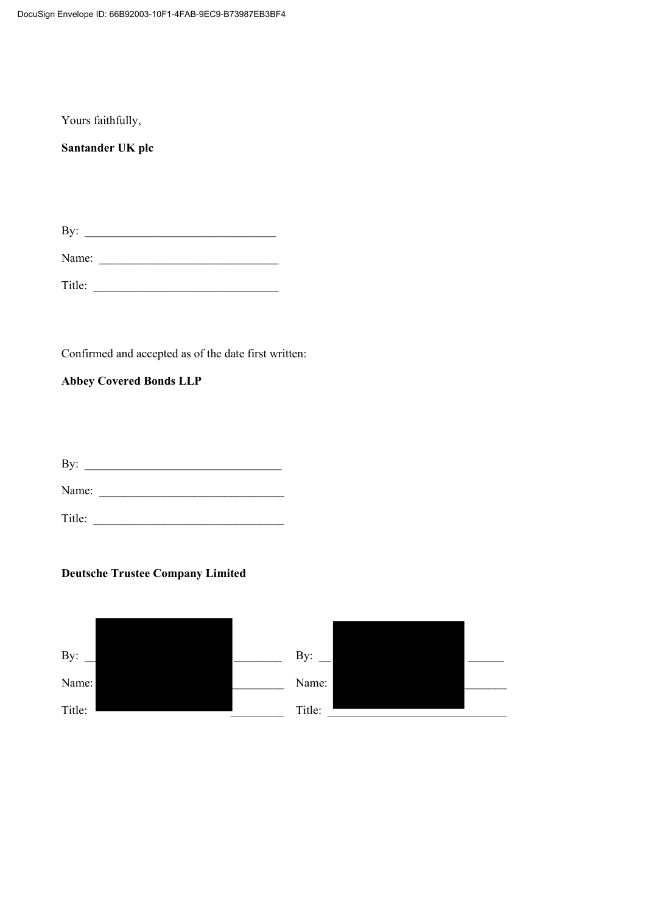Yours faithfully,

**Santander UK plc**

By: _______________________________

Name: _____________________________

Title: ______________________________

Confirmed and accepted as of the date first written:

**Abbey Covered Bonds LLP**

By: ________________________________

Name: ______________________________

Title: _______________________________

**Deutsche Trustee Company Limited**

By: _______________________________ By: _______________________________

Name: _____________________________ Name: _____________________________

Title: ______________________________ Title: ______________________________